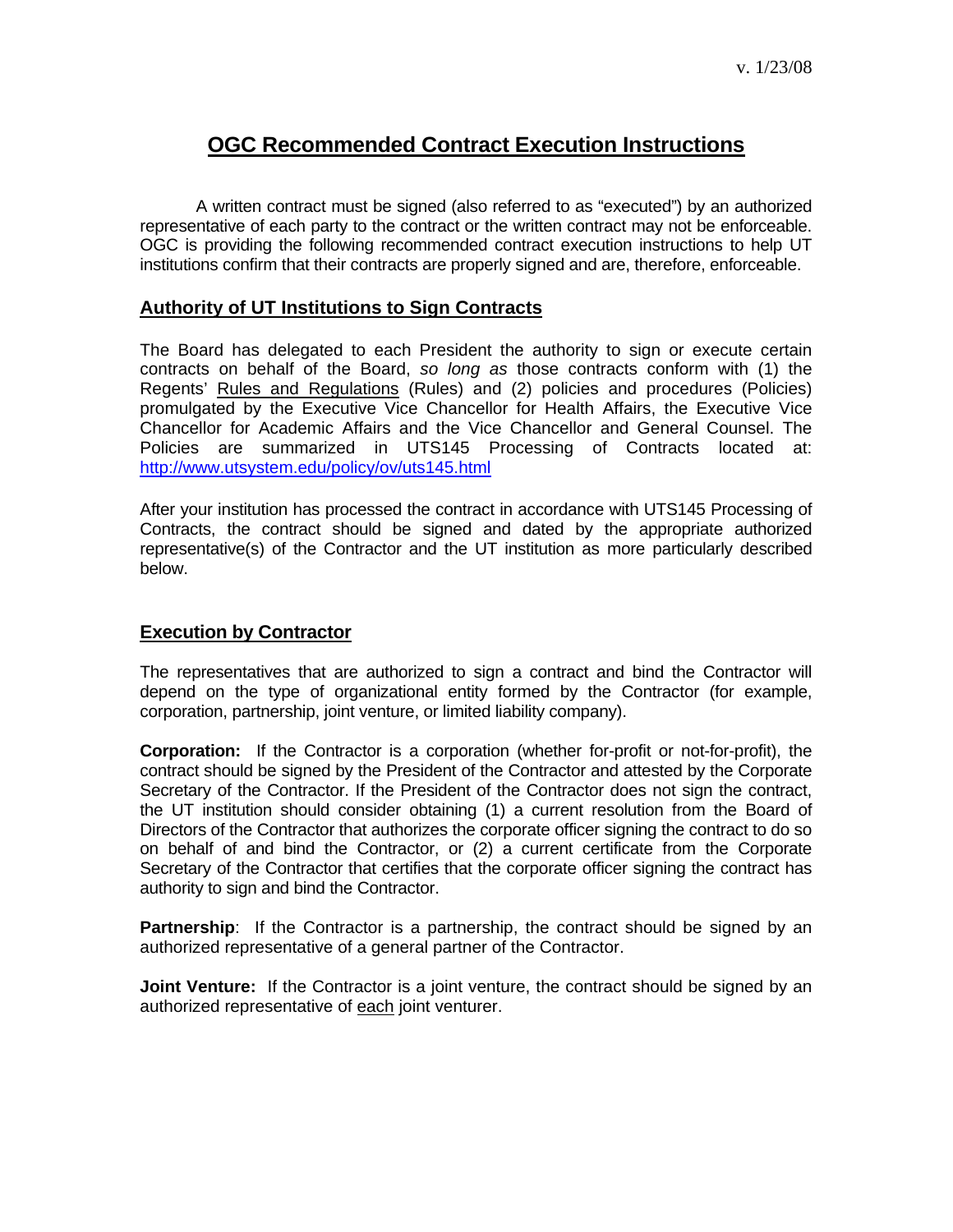v. 1/23/08

# OGC Recommended Contract Execution Instructions

A written contract must be signed (also referred to as "executed") by an authorized representative of each party to the contract or the written contract may not be enforceable. OGC is providing the following recommended contract execution instructions to help UT institutions confirm that their contracts are properly signed and are, therefore, enforceable.

## Authority of UT Institutions to Sign Contracts

The Board has delegated to each President the authority to sign or execute certain contracts on behalf of the Board, *so long as* those contracts conform with (1) the Regents' Rules and Regulations (Rules) and (2) policies and procedures (Policies) promulgated by the Executive Vice Chancellor for Health Affairs, the Executive Vice Chancellor for Academic Affairs and the Vice Chancellor and General Counsel. The Policies are summarized in UTS145 Processing of Contracts located at: [http://www.utsystem.edu/policy/ov/uts145.html](http://www.utsystem.edu/policy/ov/uts145.html)

After your institution has processed the contract in accordance with UTS145 Processing of Contracts, the contract should be signed and dated by the appropriate authorized representative(s) of the Contractor and the UT institution as more particularly described below.

## Execution by Contractor

The representatives that are authorized to sign a contract and bind the Contractor will depend on the type of organizational entity formed by the Contractor (for example, corporation, partnership, joint venture, or limited liability company).

**Corporation:** If the Contractor is a corporation (whether for-profit or not-for-profit), the contract should be signed by the President of the Contractor and attested by the Corporate Secretary of the Contractor. If the President of the Contractor does not sign the contract, the UT institution should consider obtaining (1) a current resolution from the Board of Directors of the Contractor that authorizes the corporate officer signing the contract to do so on behalf of and bind the Contractor, or (2) a current certificate from the Corporate Secretary of the Contractor that certifies that the corporate officer signing the contract has authority to sign and bind the Contractor.

**Partnership**: If the Contractor is a partnership, the contract should be signed by an authorized representative of a general partner of the Contractor.

**Joint Venture:** If the Contractor is a joint venture, the contract should be signed by an authorized representative of each joint venturer.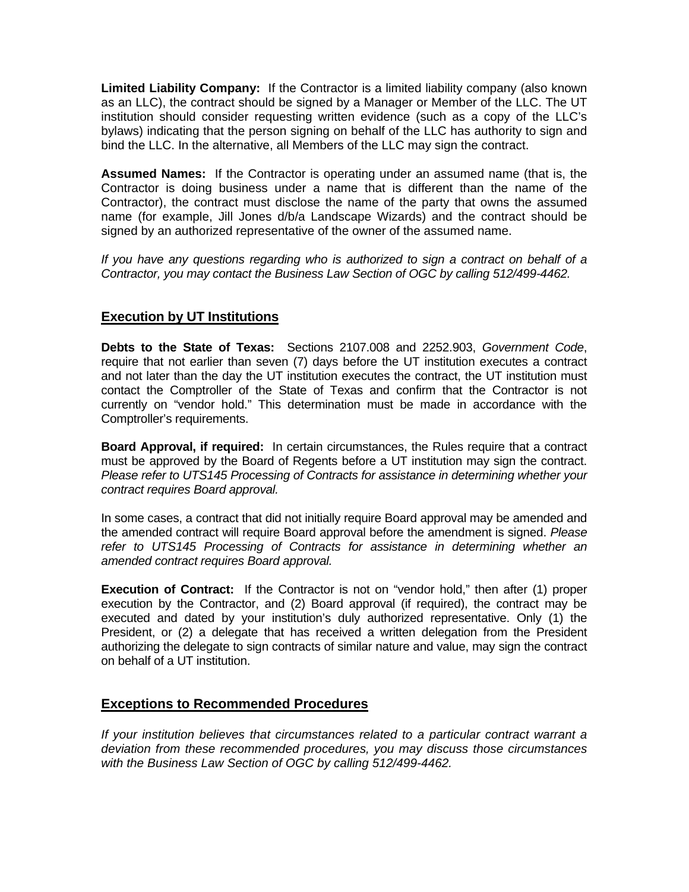**Limited Liability Company:** If the Contractor is a limited liability company (also known as an LLC), the contract should be signed by a Manager or Member of the LLC. The UT institution should consider requesting written evidence (such as a copy of the LLC's bylaws) indicating that the person signing on behalf of the LLC has authority to sign and bind the LLC. In the alternative, all Members of the LLC may sign the contract.

**Assumed Names:** If the Contractor is operating under an assumed name (that is, the Contractor is doing business under a name that is different than the name of the Contractor), the contract must disclose the name of the party that owns the assumed name (for example, Jill Jones d/b/a Landscape Wizards) and the contract should be signed by an authorized representative of the owner of the assumed name.

*If you have any questions regarding who is authorized to sign a contract on behalf of a Contractor, you may contact the Business Law Section of OGC by calling 512/499-4462.*

## Execution by UT Institutions

**Debts to the State of Texas:** Sections 2107.008 and 2252.903, *Government Code*, require that not earlier than seven (7) days before the UT institution executes a contract and not later than the day the UT institution executes the contract, the UT institution must contact the Comptroller of the State of Texas and confirm that the Contractor is not currently on "vendor hold." This determination must be made in accordance with the Comptroller's requirements.

**Board Approval, if required:** In certain circumstances, the Rules require that a contract must be approved by the Board of Regents before a UT institution may sign the contract. *Please refer to UTS145 Processing of Contracts for assistance in determining whether your contract requires Board approval.*

In some cases, a contract that did not initially require Board approval may be amended and the amended contract will require Board approval before the amendment is signed. *Please refer to UTS145 Processing of Contracts for assistance in determining whether an amended contract requires Board approval.*

**Execution of Contract:** If the Contractor is not on "vendor hold," then after (1) proper execution by the Contractor, and (2) Board approval (if required), the contract may be executed and dated by your institution's duly authorized representative. Only (1) the President, or (2) a delegate that has received a written delegation from the President authorizing the delegate to sign contracts of similar nature and value, may sign the contract on behalf of a UT institution.

## Exceptions to Recommended Procedures

*If your institution believes that circumstances related to a particular contract warrant a deviation from these recommended procedures, you may discuss those circumstances with the Business Law Section of OGC by calling 512/499-4462.*